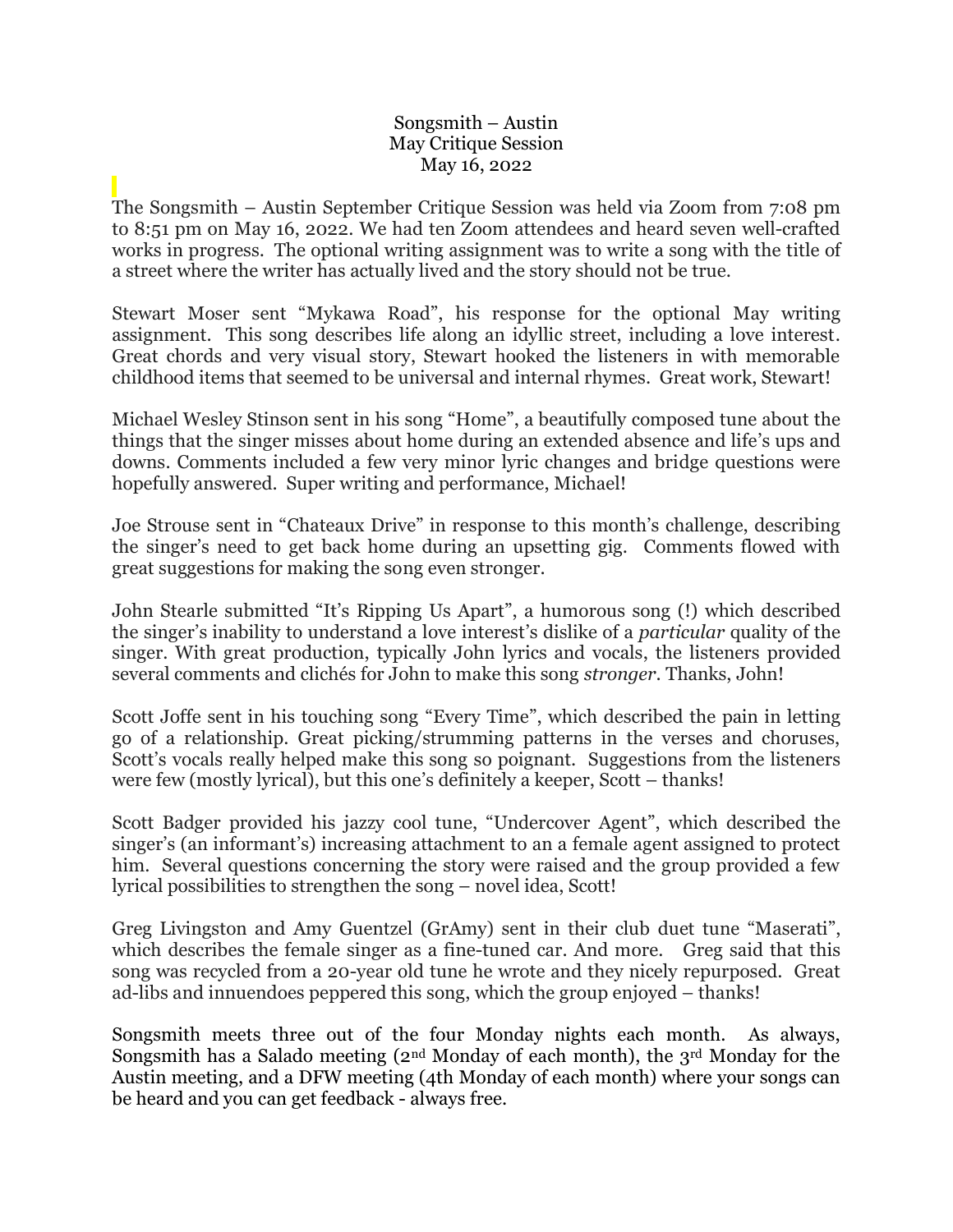# Songsmith – Austin
## May Critique Session
### May 16, 2022

The Songsmith – Austin September Critique Session was held via Zoom from 7:08 pm to 8:51 pm on May 16, 2022. We had ten Zoom attendees and heard seven well-crafted works in progress. The optional writing assignment was to write a song with the title of a street where the writer has actually lived and the story should not be true.

Stewart Moser sent "Mykawa Road", his response for the optional May writing assignment. This song describes life along an idyllic street, including a love interest. Great chords and very visual story, Stewart hooked the listeners in with memorable childhood items that seemed to be universal and internal rhymes. Great work, Stewart!

Michael Wesley Stinson sent in his song "Home", a beautifully composed tune about the things that the singer misses about home during an extended absence and life's ups and downs. Comments included a few very minor lyric changes and bridge questions were hopefully answered. Super writing and performance, Michael!

Joe Strouse sent in "Chateaux Drive" in response to this month's challenge, describing the singer's need to get back home during an upsetting gig. Comments flowed with great suggestions for making the song even stronger.

John Stearle submitted "It's Ripping Us Apart", a humorous song (!) which described the singer's inability to understand a love interest's dislike of a *particular* quality of the singer. With great production, typically John lyrics and vocals, the listeners provided several comments and clichés for John to make this song *stronger*. Thanks, John!

Scott Joffe sent in his touching song "Every Time", which described the pain in letting go of a relationship. Great picking/strumming patterns in the verses and choruses, Scott's vocals really helped make this song so poignant. Suggestions from the listeners were few (mostly lyrical), but this one's definitely a keeper, Scott – thanks!

Scott Badger provided his jazzy cool tune, "Undercover Agent", which described the singer's (an informant's) increasing attachment to an a female agent assigned to protect him. Several questions concerning the story were raised and the group provided a few lyrical possibilities to strengthen the song – novel idea, Scott!

Greg Livingston and Amy Guentzel (GrAmy) sent in their club duet tune "Maserati", which describes the female singer as a fine-tuned car. And more. Greg said that this song was recycled from a 20-year old tune he wrote and they nicely repurposed. Great ad-libs and innuendoes peppered this song, which the group enjoyed – thanks!

Songsmith meets three out of the four Monday nights each month. As always, Songsmith has a Salado meeting (2nd Monday of each month), the 3rd Monday for the Austin meeting, and a DFW meeting (4th Monday of each month) where your songs can be heard and you can get feedback - always free.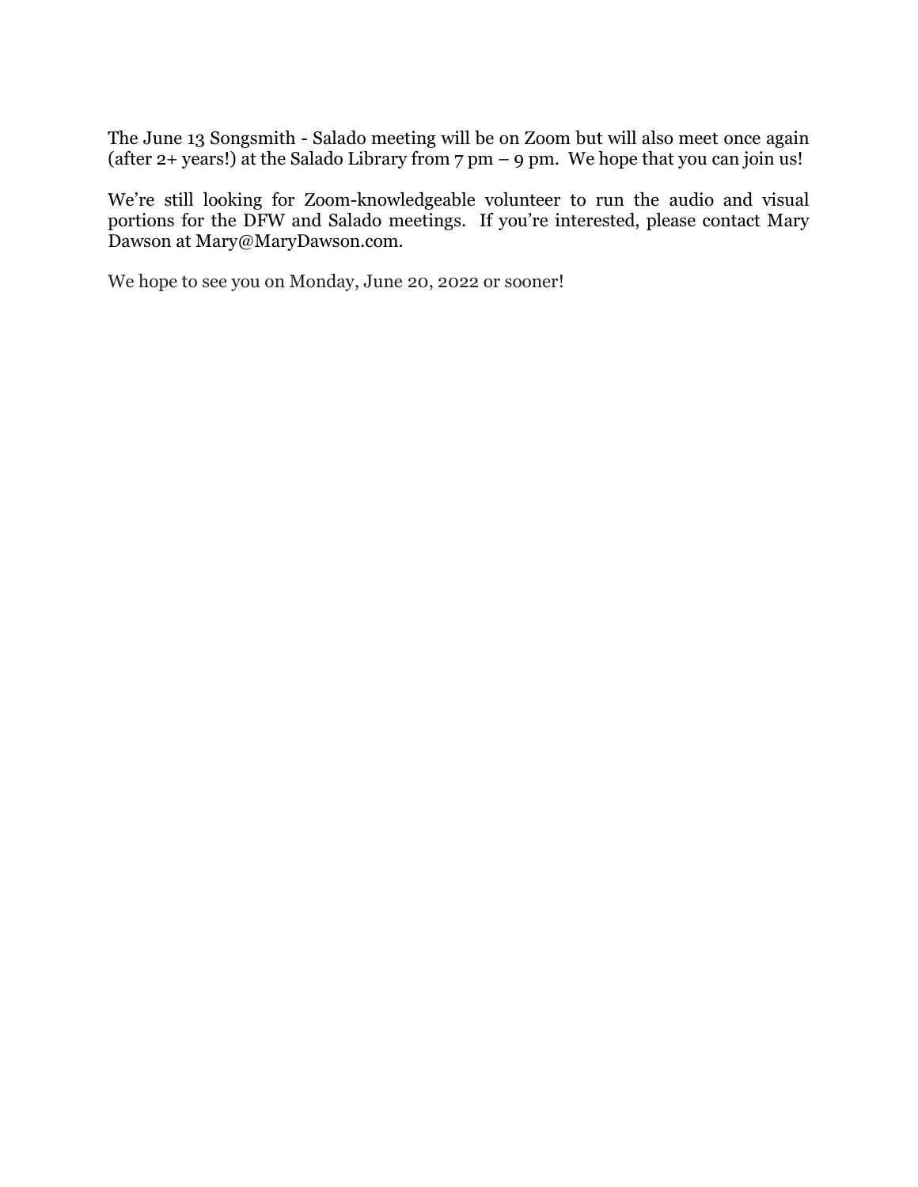The June 13 Songsmith - Salado meeting will be on Zoom but will also meet once again (after 2+ years!) at the Salado Library from 7 pm – 9 pm. We hope that you can join us!

We're still looking for Zoom-knowledgeable volunteer to run the audio and visual portions for the DFW and Salado meetings. If you're interested, please contact Mary Dawson at Mary@MaryDawson.com.

We hope to see you on Monday, June 20, 2022 or sooner!